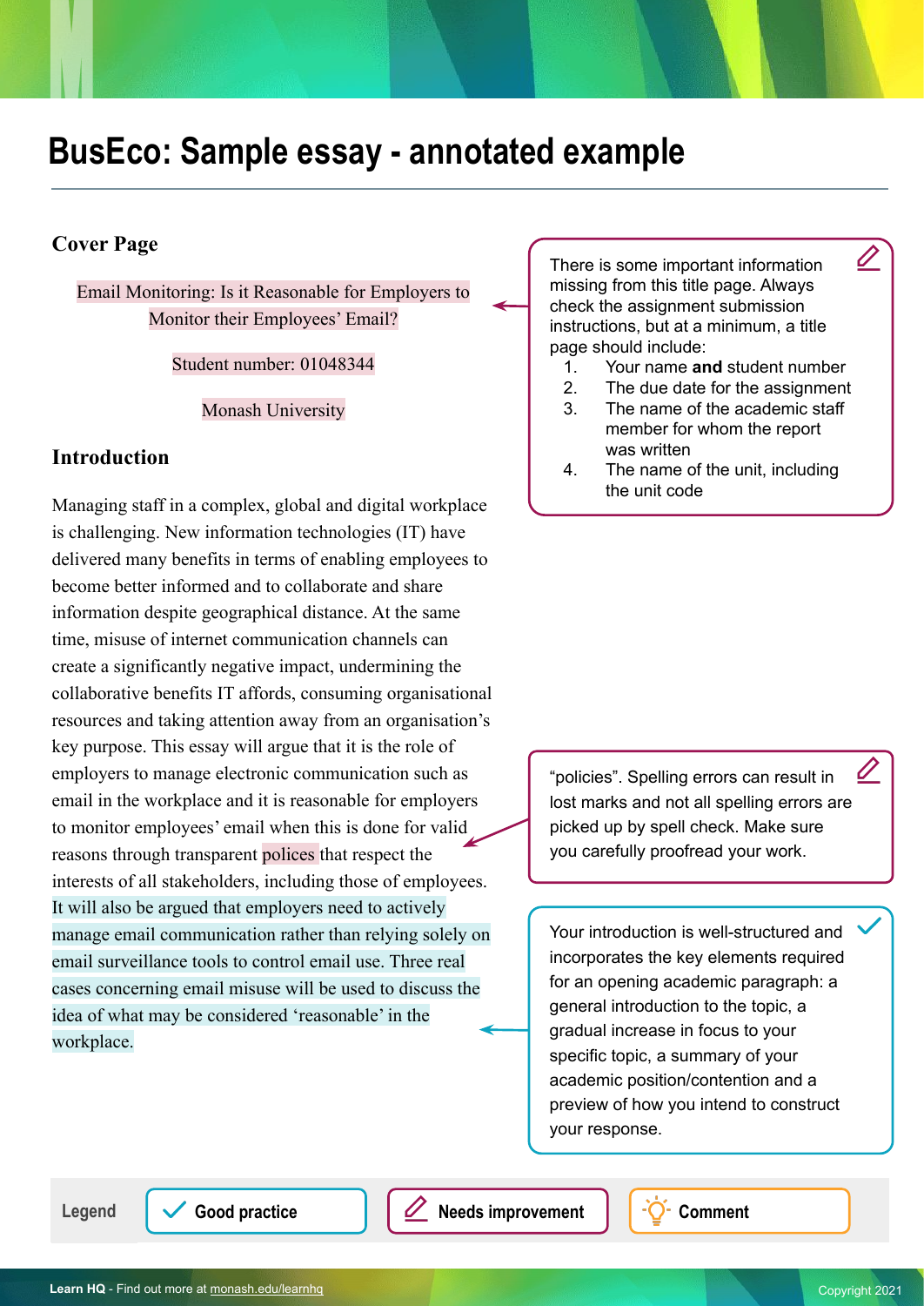# BusEco: Sample essay - annotated example

## Cover Page

Email Monitoring: Is it Reasonable for Employers to Monitor their Employees' Email?

Student number: 01048344

Monash University

> There is some important information missing from this title page. Always check the assignment submission instructions, but at a minimum, a title page should include:
> 1. Your name **and** student number
> 2. The due date for the assignment
> 3. The name of the academic staff member for whom the report was written
> 4. The name of the unit, including the unit code

## Introduction

Managing staff in a complex, global and digital workplace is challenging. New information technologies (IT) have delivered many benefits in terms of enabling employees to become better informed and to collaborate and share information despite geographical distance. At the same time, misuse of internet communication channels can create a significantly negative impact, undermining the collaborative benefits IT affords, consuming organisational resources and taking attention away from an organisation's key purpose. This essay will argue that it is the role of employers to manage electronic communication such as email in the workplace and it is reasonable for employers to monitor employees' email when this is done for valid reasons through transparent polices that respect the interests of all stakeholders, including those of employees. It will also be argued that employers need to actively manage email communication rather than relying solely on email surveillance tools to control email use. Three real cases concerning email misuse will be used to discuss the idea of what may be considered 'reasonable' in the workplace.

> "policies". Spelling errors can result in lost marks and not all spelling errors are picked up by spell check. Make sure you carefully proofread your work.

> Your introduction is well-structured and incorporates the key elements required for an opening academic paragraph: a general introduction to the topic, a gradual increase in focus to your specific topic, a summary of your academic position/contention and a preview of how you intend to construct your response.

Legend: Good practice | Needs improvement | Comment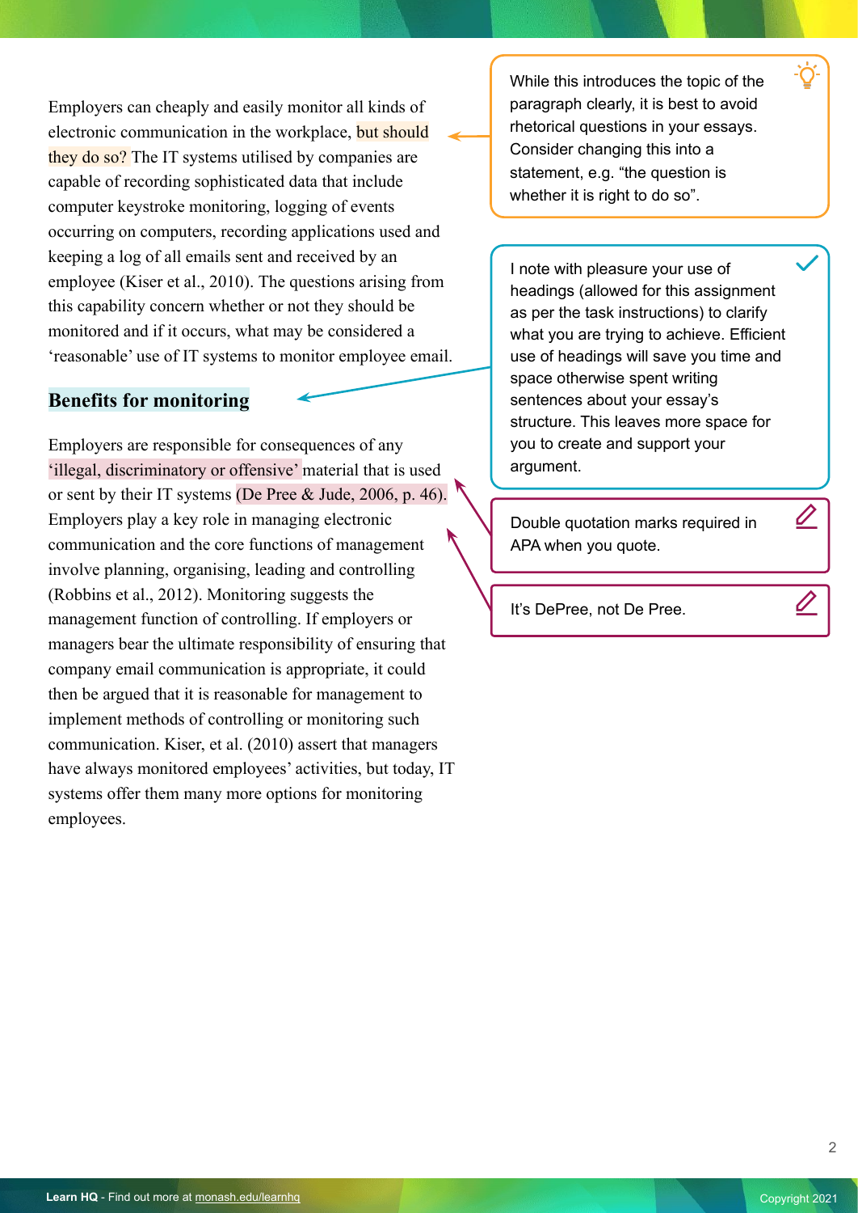Employers can cheaply and easily monitor all kinds of electronic communication in the workplace, but should they do so? The IT systems utilised by companies are capable of recording sophisticated data that include computer keystroke monitoring, logging of events occurring on computers, recording applications used and keeping a log of all emails sent and received by an employee (Kiser et al., 2010). The questions arising from this capability concern whether or not they should be monitored and if it occurs, what may be considered a 'reasonable' use of IT systems to monitor employee email.

> While this introduces the topic of the paragraph clearly, it is best to avoid rhetorical questions in your essays. Consider changing this into a statement, e.g. "the question is whether it is right to do so".

## Benefits for monitoring

> I note with pleasure your use of headings (allowed for this assignment as per the task instructions) to clarify what you are trying to achieve. Efficient use of headings will save you time and space otherwise spent writing sentences about your essay's structure. This leaves more space for you to create and support your argument.

Employers are responsible for consequences of any 'illegal, discriminatory or offensive' material that is used or sent by their IT systems (De Pree & Jude, 2006, p. 46). Employers play a key role in managing electronic communication and the core functions of management involve planning, organising, leading and controlling (Robbins et al., 2012). Monitoring suggests the management function of controlling. If employers or managers bear the ultimate responsibility of ensuring that company email communication is appropriate, it could then be argued that it is reasonable for management to implement methods of controlling or monitoring such communication. Kiser, et al. (2010) assert that managers have always monitored employees' activities, but today, IT systems offer them many more options for monitoring employees.

> Double quotation marks required in APA when you quote.

> It's DePree, not De Pree.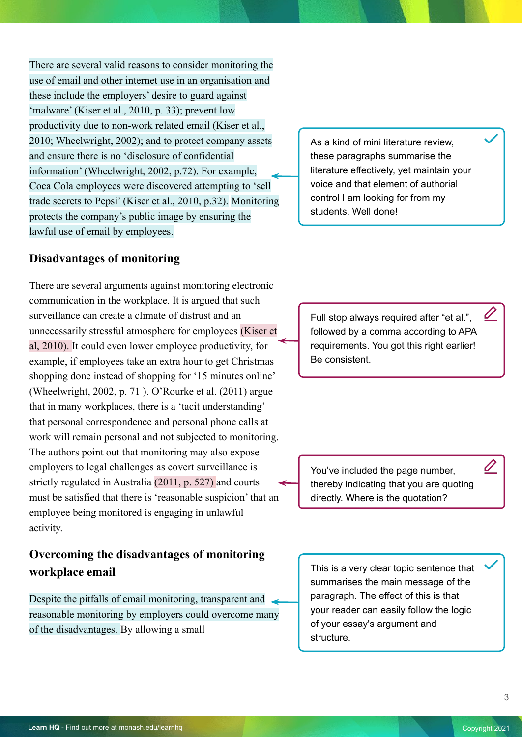There are several valid reasons to consider monitoring the use of email and other internet use in an organisation and these include the employers' desire to guard against 'malware' (Kiser et al., 2010, p. 33); prevent low productivity due to non-work related email (Kiser et al., 2010; Wheelwright, 2002); and to protect company assets and ensure there is no 'disclosure of confidential information' (Wheelwright, 2002, p.72). For example, Coca Cola employees were discovered attempting to 'sell trade secrets to Pepsi' (Kiser et al., 2010, p.32). Monitoring protects the company's public image by ensuring the lawful use of email by employees.

> As a kind of mini literature review, these paragraphs summarise the literature effectively, yet maintain your voice and that element of authorial control I am looking for from my students. Well done!

## Disadvantages of monitoring

There are several arguments against monitoring electronic communication in the workplace. It is argued that such surveillance can create a climate of distrust and an unnecessarily stressful atmosphere for employees (Kiser et al, 2010). It could even lower employee productivity, for example, if employees take an extra hour to get Christmas shopping done instead of shopping for '15 minutes online' (Wheelwright, 2002, p. 71 ). O'Rourke et al. (2011) argue that in many workplaces, there is a 'tacit understanding' that personal correspondence and personal phone calls at work will remain personal and not subjected to monitoring. The authors point out that monitoring may also expose employers to legal challenges as covert surveillance is strictly regulated in Australia (2011, p. 527) and courts must be satisfied that there is 'reasonable suspicion' that an employee being monitored is engaging in unlawful activity.

> Full stop always required after "et al.", followed by a comma according to APA requirements. You got this right earlier! Be consistent.

> You've included the page number, thereby indicating that you are quoting directly. Where is the quotation?

## Overcoming the disadvantages of monitoring workplace email

Despite the pitfalls of email monitoring, transparent and reasonable monitoring by employers could overcome many of the disadvantages. By allowing a small

> This is a very clear topic sentence that summarises the main message of the paragraph. The effect of this is that your reader can easily follow the logic of your essay's argument and structure.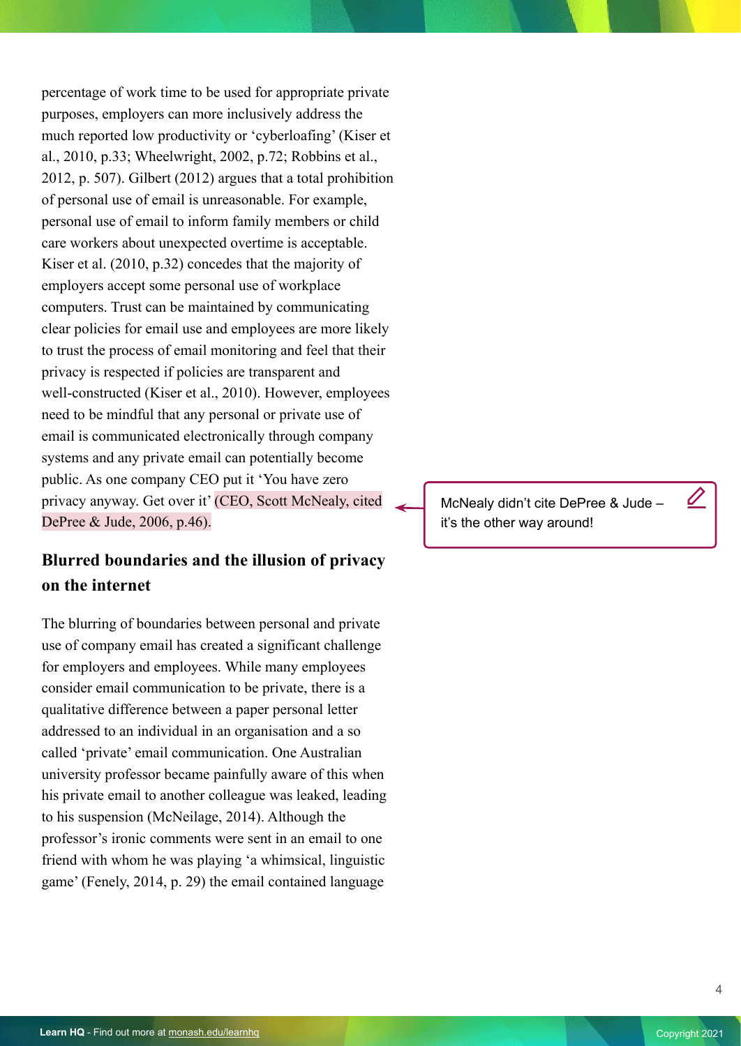percentage of work time to be used for appropriate private purposes, employers can more inclusively address the much reported low productivity or 'cyberloafing' (Kiser et al., 2010, p.33; Wheelwright, 2002, p.72; Robbins et al., 2012, p. 507). Gilbert (2012) argues that a total prohibition of personal use of email is unreasonable. For example, personal use of email to inform family members or child care workers about unexpected overtime is acceptable. Kiser et al. (2010, p.32) concedes that the majority of employers accept some personal use of workplace computers. Trust can be maintained by communicating clear policies for email use and employees are more likely to trust the process of email monitoring and feel that their privacy is respected if policies are transparent and well-constructed (Kiser et al., 2010). However, employees need to be mindful that any personal or private use of email is communicated electronically through company systems and any private email can potentially become public. As one company CEO put it 'You have zero privacy anyway. Get over it' (CEO, Scott McNealy, cited DePree & Jude, 2006, p.46).

McNealy didn't cite DePree & Jude – it's the other way around!

## Blurred boundaries and the illusion of privacy on the internet

The blurring of boundaries between personal and private use of company email has created a significant challenge for employers and employees. While many employees consider email communication to be private, there is a qualitative difference between a paper personal letter addressed to an individual in an organisation and a so called 'private' email communication. One Australian university professor became painfully aware of this when his private email to another colleague was leaked, leading to his suspension (McNeilage, 2014). Although the professor's ironic comments were sent in an email to one friend with whom he was playing 'a whimsical, linguistic game' (Fenely, 2014, p. 29) the email contained language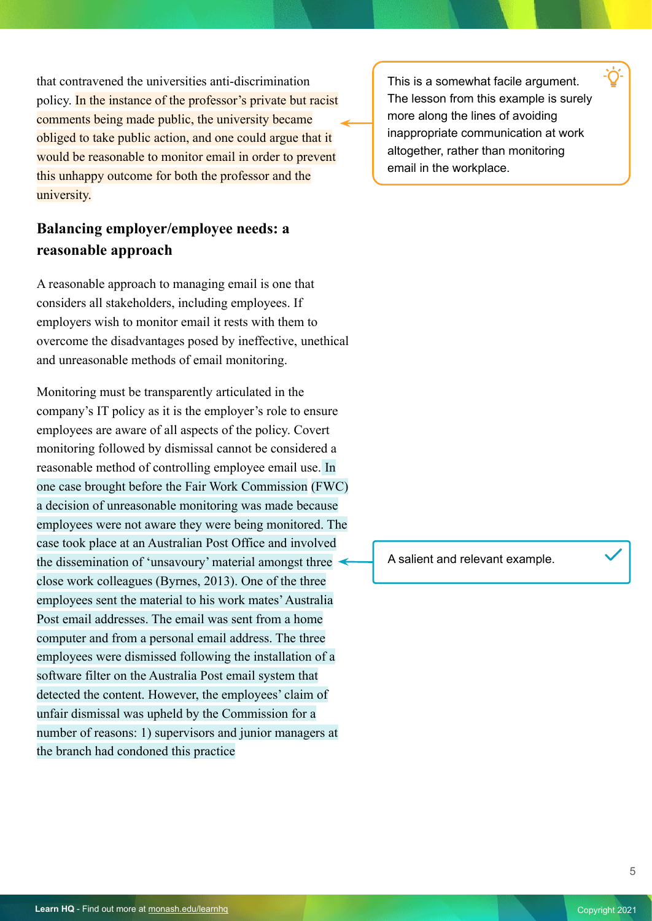that contravened the universities anti-discrimination policy. In the instance of the professor's private but racist comments being made public, the university became obliged to take public action, and one could argue that it would be reasonable to monitor email in order to prevent this unhappy outcome for both the professor and the university.

> This is a somewhat facile argument. The lesson from this example is surely more along the lines of avoiding inappropriate communication at work altogether, rather than monitoring email in the workplace.

## Balancing employer/employee needs: a reasonable approach

A reasonable approach to managing email is one that considers all stakeholders, including employees. If employers wish to monitor email it rests with them to overcome the disadvantages posed by ineffective, unethical and unreasonable methods of email monitoring.

Monitoring must be transparently articulated in the company's IT policy as it is the employer's role to ensure employees are aware of all aspects of the policy. Covert monitoring followed by dismissal cannot be considered a reasonable method of controlling employee email use. In one case brought before the Fair Work Commission (FWC) a decision of unreasonable monitoring was made because employees were not aware they were being monitored. The case took place at an Australian Post Office and involved the dissemination of 'unsavoury' material amongst three close work colleagues (Byrnes, 2013). One of the three employees sent the material to his work mates' Australia Post email addresses. The email was sent from a home computer and from a personal email address. The three employees were dismissed following the installation of a software filter on the Australia Post email system that detected the content. However, the employees' claim of unfair dismissal was upheld by the Commission for a number of reasons: 1) supervisors and junior managers at the branch had condoned this practice

> A salient and relevant example.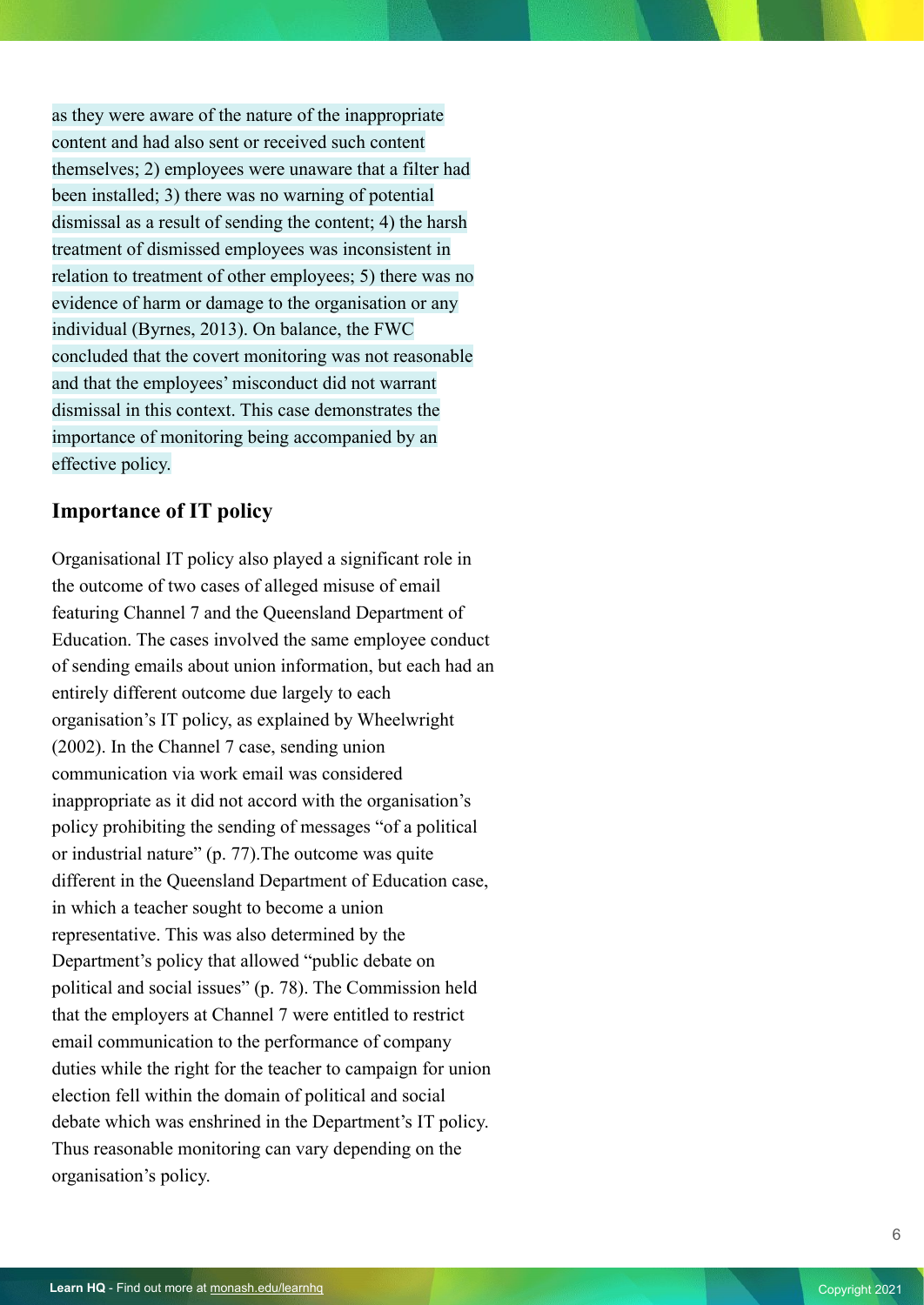as they were aware of the nature of the inappropriate content and had also sent or received such content themselves; 2) employees were unaware that a filter had been installed; 3) there was no warning of potential dismissal as a result of sending the content; 4) the harsh treatment of dismissed employees was inconsistent in relation to treatment of other employees; 5) there was no evidence of harm or damage to the organisation or any individual (Byrnes, 2013). On balance, the FWC concluded that the covert monitoring was not reasonable and that the employees' misconduct did not warrant dismissal in this context. This case demonstrates the importance of monitoring being accompanied by an effective policy.

## Importance of IT policy

Organisational IT policy also played a significant role in the outcome of two cases of alleged misuse of email featuring Channel 7 and the Queensland Department of Education. The cases involved the same employee conduct of sending emails about union information, but each had an entirely different outcome due largely to each organisation's IT policy, as explained by Wheelwright (2002). In the Channel 7 case, sending union communication via work email was considered inappropriate as it did not accord with the organisation's policy prohibiting the sending of messages "of a political or industrial nature" (p. 77).The outcome was quite different in the Queensland Department of Education case, in which a teacher sought to become a union representative. This was also determined by the Department's policy that allowed "public debate on political and social issues" (p. 78). The Commission held that the employers at Channel 7 were entitled to restrict email communication to the performance of company duties while the right for the teacher to campaign for union election fell within the domain of political and social debate which was enshrined in the Department's IT policy. Thus reasonable monitoring can vary depending on the organisation's policy.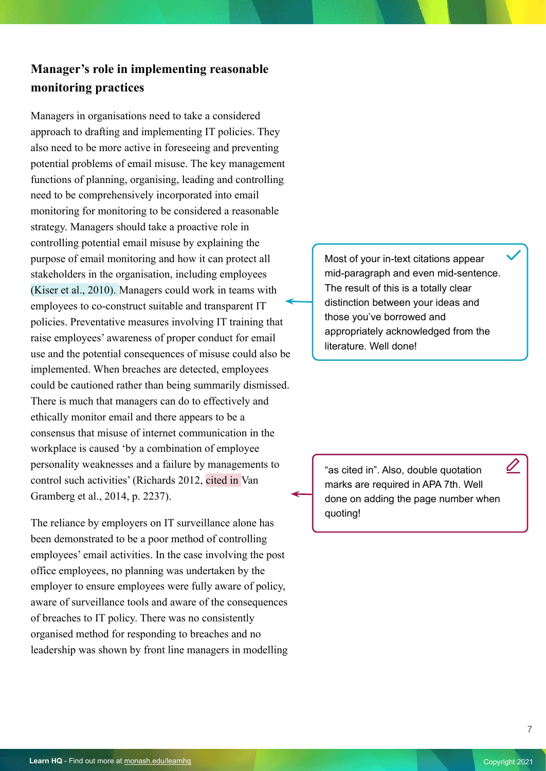### Manager's role in implementing reasonable monitoring practices

Managers in organisations need to take a considered approach to drafting and implementing IT policies. They also need to be more active in foreseeing and preventing potential problems of email misuse. The key management functions of planning, organising, leading and controlling need to be comprehensively incorporated into email monitoring for monitoring to be considered a reasonable strategy. Managers should take a proactive role in controlling potential email misuse by explaining the purpose of email monitoring and how it can protect all stakeholders in the organisation, including employees (Kiser et al., 2010). Managers could work in teams with employees to co-construct suitable and transparent IT policies. Preventative measures involving IT training that raise employees' awareness of proper conduct for email use and the potential consequences of misuse could also be implemented. When breaches are detected, employees could be cautioned rather than being summarily dismissed. There is much that managers can do to effectively and ethically monitor email and there appears to be a consensus that misuse of internet communication in the workplace is caused 'by a combination of employee personality weaknesses and a failure by managements to control such activities' (Richards 2012, cited in Van Gramberg et al., 2014, p. 2237).

> Most of your in-text citations appear mid-paragraph and even mid-sentence. The result of this is a totally clear distinction between your ideas and those you've borrowed and appropriately acknowledged from the literature. Well done!

> "as cited in". Also, double quotation marks are required in APA 7th. Well done on adding the page number when quoting!

The reliance by employers on IT surveillance alone has been demonstrated to be a poor method of controlling employees' email activities. In the case involving the post office employees, no planning was undertaken by the employer to ensure employees were fully aware of policy, aware of surveillance tools and aware of the consequences of breaches to IT policy. There was no consistently organised method for responding to breaches and no leadership was shown by front line managers in modelling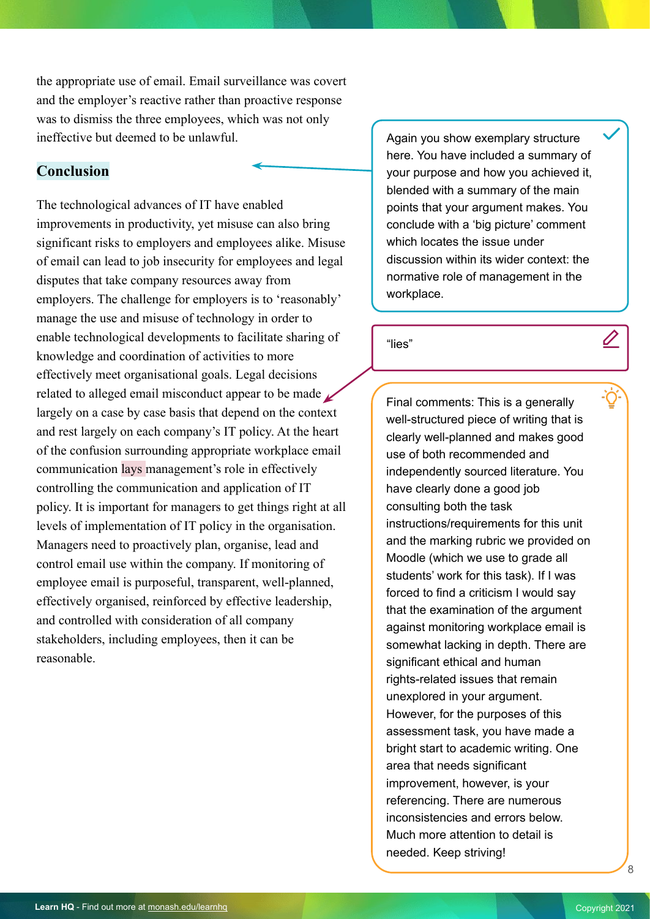the appropriate use of email. Email surveillance was covert and the employer's reactive rather than proactive response was to dismiss the three employees, which was not only ineffective but deemed to be unlawful.

## Conclusion

The technological advances of IT have enabled improvements in productivity, yet misuse can also bring significant risks to employers and employees alike. Misuse of email can lead to job insecurity for employees and legal disputes that take company resources away from employers. The challenge for employers is to 'reasonably' manage the use and misuse of technology in order to enable technological developments to facilitate sharing of knowledge and coordination of activities to more effectively meet organisational goals. Legal decisions related to alleged email misconduct appear to be made largely on a case by case basis that depend on the context and rest largely on each company's IT policy. At the heart of the confusion surrounding appropriate workplace email communication lays management's role in effectively controlling the communication and application of IT policy. It is important for managers to get things right at all levels of implementation of IT policy in the organisation. Managers need to proactively plan, organise, lead and control email use within the company. If monitoring of employee email is purposeful, transparent, well-planned, effectively organised, reinforced by effective leadership, and controlled with consideration of all company stakeholders, including employees, then it can be reasonable.

> Again you show exemplary structure here. You have included a summary of your purpose and how you achieved it, blended with a summary of the main points that your argument makes. You conclude with a 'big picture' comment which locates the issue under discussion within its wider context: the normative role of management in the workplace.

> "lies"

> Final comments: This is a generally well-structured piece of writing that is clearly well-planned and makes good use of both recommended and independently sourced literature. You have clearly done a good job consulting both the task instructions/requirements for this unit and the marking rubric we provided on Moodle (which we use to grade all students' work for this task). If I was forced to find a criticism I would say that the examination of the argument against monitoring workplace email is somewhat lacking in depth. There are significant ethical and human rights-related issues that remain unexplored in your argument. However, for the purposes of this assessment task, you have made a bright start to academic writing. One area that needs significant improvement, however, is your referencing. There are numerous inconsistencies and errors below. Much more attention to detail is needed. Keep striving!

**Learn HQ** - Find out more at monash.edu/learnhq

Copyright 2021